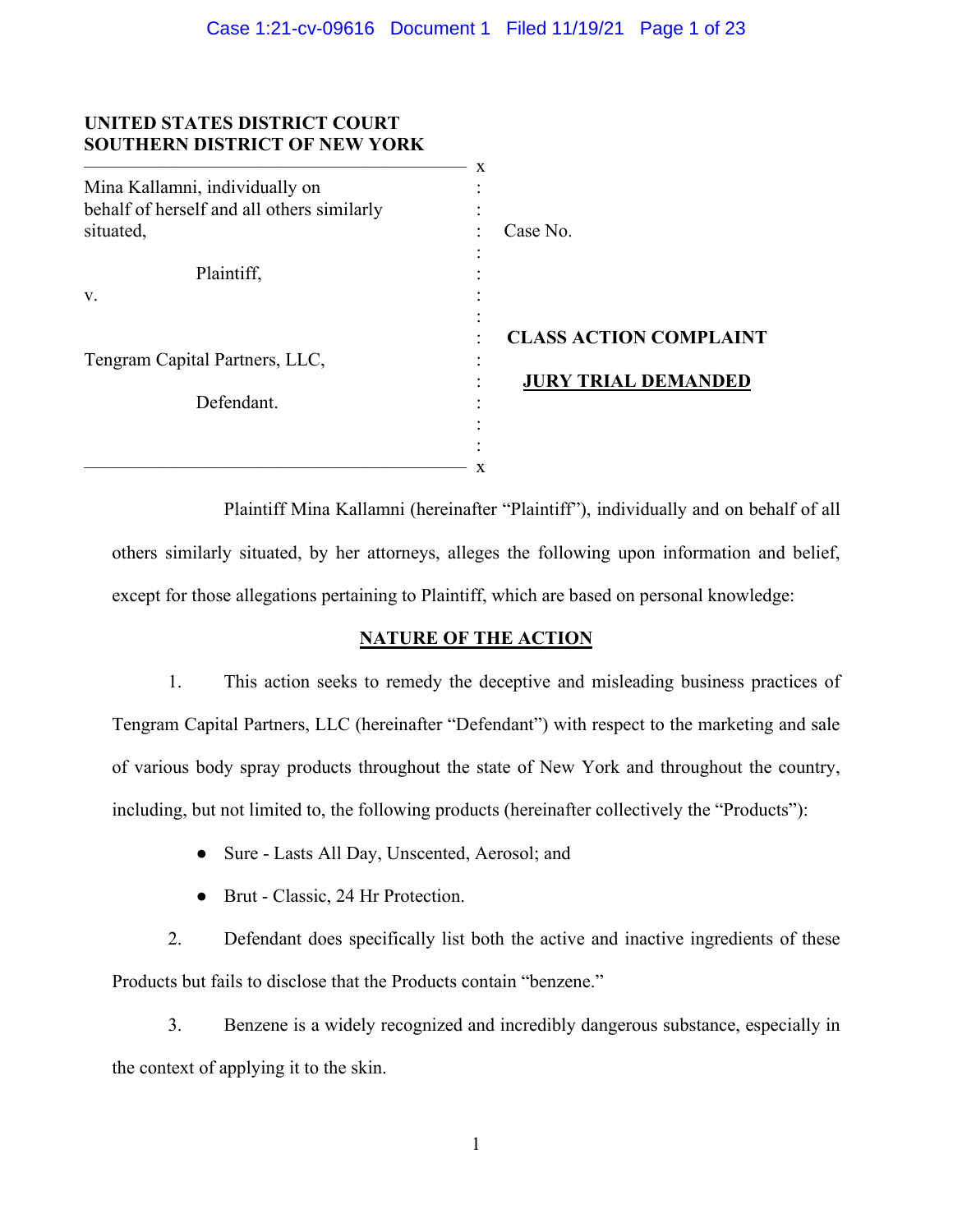**UNITED STATES DISTRICT COURT**
**SOUTHERN DISTRICT OF NEW YORK**

| | | |
|---|---|---|
| Mina Kallamni, individually on behalf of herself and all others similarly situated,<br><br>Plaintiff,<br><br>v.<br><br>Tengram Capital Partners, LLC,<br><br>Defendant. | : | Case No.<br><br>**CLASS ACTION COMPLAINT**<br><br>**JURY TRIAL DEMANDED** |

Plaintiff Mina Kallamni (hereinafter "Plaintiff"), individually and on behalf of all others similarly situated, by her attorneys, alleges the following upon information and belief, except for those allegations pertaining to Plaintiff, which are based on personal knowledge:

## NATURE OF THE ACTION

1. This action seeks to remedy the deceptive and misleading business practices of Tengram Capital Partners, LLC (hereinafter "Defendant") with respect to the marketing and sale of various body spray products throughout the state of New York and throughout the country, including, but not limited to, the following products (hereinafter collectively the "Products"):

- Sure - Lasts All Day, Unscented, Aerosol; and
- Brut - Classic, 24 Hr Protection.

2. Defendant does specifically list both the active and inactive ingredients of these Products but fails to disclose that the Products contain "benzene."

3. Benzene is a widely recognized and incredibly dangerous substance, especially in the context of applying it to the skin.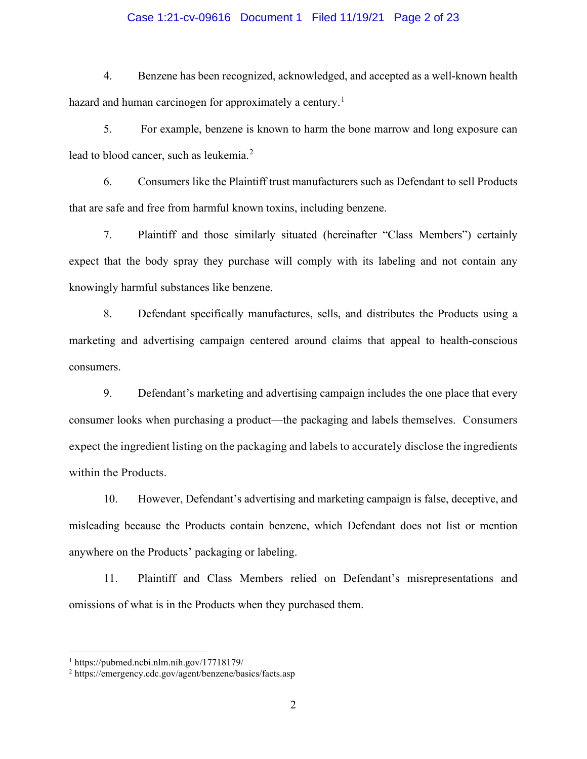4. Benzene has been recognized, acknowledged, and accepted as a well-known health hazard and human carcinogen for approximately a century.[1]

5. For example, benzene is known to harm the bone marrow and long exposure can lead to blood cancer, such as leukemia.[2]

6. Consumers like the Plaintiff trust manufacturers such as Defendant to sell Products that are safe and free from harmful known toxins, including benzene.

7. Plaintiff and those similarly situated (hereinafter "Class Members") certainly expect that the body spray they purchase will comply with its labeling and not contain any knowingly harmful substances like benzene.

8. Defendant specifically manufactures, sells, and distributes the Products using a marketing and advertising campaign centered around claims that appeal to health-conscious consumers.

9. Defendant's marketing and advertising campaign includes the one place that every consumer looks when purchasing a product—the packaging and labels themselves. Consumers expect the ingredient listing on the packaging and labels to accurately disclose the ingredients within the Products.

10. However, Defendant's advertising and marketing campaign is false, deceptive, and misleading because the Products contain benzene, which Defendant does not list or mention anywhere on the Products' packaging or labeling.

11. Plaintiff and Class Members relied on Defendant's misrepresentations and omissions of what is in the Products when they purchased them.

---

[1] https://pubmed.ncbi.nlm.nih.gov/17718179/

[2] https://emergency.cdc.gov/agent/benzene/basics/facts.asp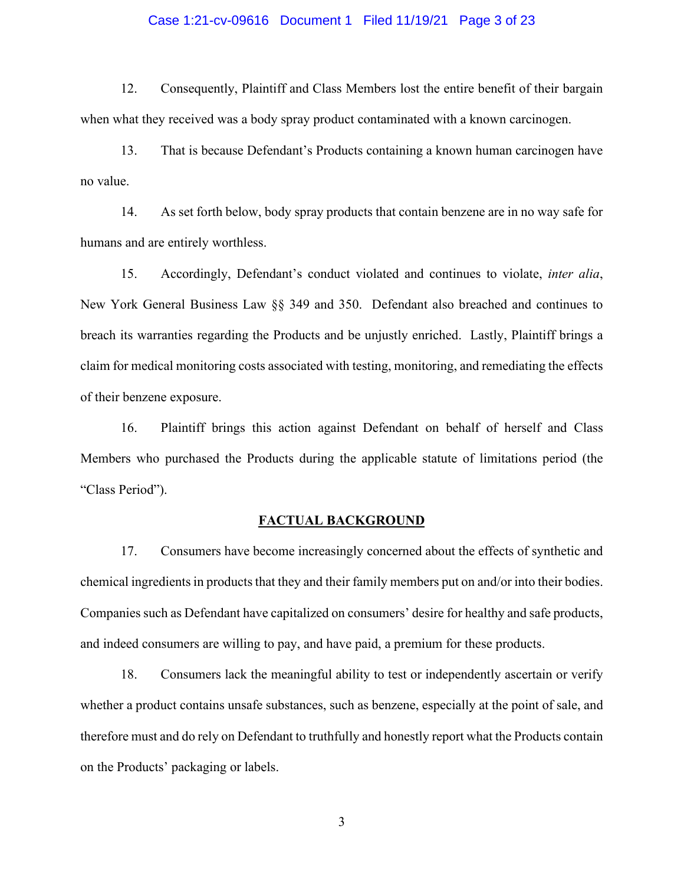12. Consequently, Plaintiff and Class Members lost the entire benefit of their bargain when what they received was a body spray product contaminated with a known carcinogen.

13. That is because Defendant's Products containing a known human carcinogen have no value.

14. As set forth below, body spray products that contain benzene are in no way safe for humans and are entirely worthless.

15. Accordingly, Defendant's conduct violated and continues to violate, *inter alia*, New York General Business Law §§ 349 and 350. Defendant also breached and continues to breach its warranties regarding the Products and be unjustly enriched. Lastly, Plaintiff brings a claim for medical monitoring costs associated with testing, monitoring, and remediating the effects of their benzene exposure.

16. Plaintiff brings this action against Defendant on behalf of herself and Class Members who purchased the Products during the applicable statute of limitations period (the "Class Period").

## FACTUAL BACKGROUND

17. Consumers have become increasingly concerned about the effects of synthetic and chemical ingredients in products that they and their family members put on and/or into their bodies. Companies such as Defendant have capitalized on consumers' desire for healthy and safe products, and indeed consumers are willing to pay, and have paid, a premium for these products.

18. Consumers lack the meaningful ability to test or independently ascertain or verify whether a product contains unsafe substances, such as benzene, especially at the point of sale, and therefore must and do rely on Defendant to truthfully and honestly report what the Products contain on the Products' packaging or labels.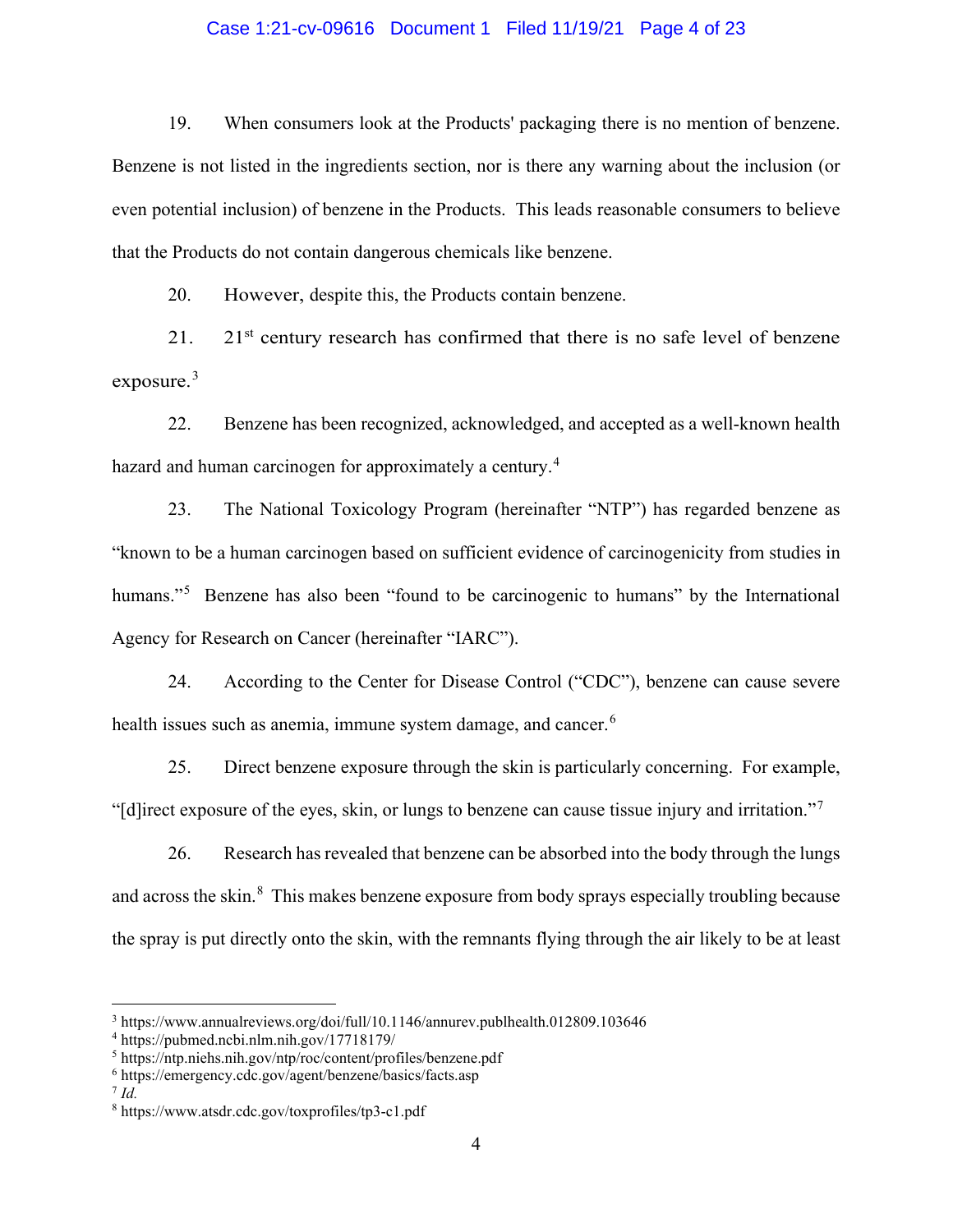19. When consumers look at the Products' packaging there is no mention of benzene. Benzene is not listed in the ingredients section, nor is there any warning about the inclusion (or even potential inclusion) of benzene in the Products. This leads reasonable consumers to believe that the Products do not contain dangerous chemicals like benzene.

20. However, despite this, the Products contain benzene.

21. 21st century research has confirmed that there is no safe level of benzene exposure.[3]

22. Benzene has been recognized, acknowledged, and accepted as a well-known health hazard and human carcinogen for approximately a century.[4]

23. The National Toxicology Program (hereinafter "NTP") has regarded benzene as "known to be a human carcinogen based on sufficient evidence of carcinogenicity from studies in humans."[5] Benzene has also been "found to be carcinogenic to humans" by the International Agency for Research on Cancer (hereinafter "IARC").

24. According to the Center for Disease Control ("CDC"), benzene can cause severe health issues such as anemia, immune system damage, and cancer.[6]

25. Direct benzene exposure through the skin is particularly concerning. For example, "[d]irect exposure of the eyes, skin, or lungs to benzene can cause tissue injury and irritation."[7]

26. Research has revealed that benzene can be absorbed into the body through the lungs and across the skin.[8] This makes benzene exposure from body sprays especially troubling because the spray is put directly onto the skin, with the remnants flying through the air likely to be at least

---

[3] https://www.annualreviews.org/doi/full/10.1146/annurev.publhealth.012809.103646

[4] https://pubmed.ncbi.nlm.nih.gov/17718179/

[5] https://ntp.niehs.nih.gov/ntp/roc/content/profiles/benzene.pdf

[6] https://emergency.cdc.gov/agent/benzene/basics/facts.asp

[7] *Id.*

[8] https://www.atsdr.cdc.gov/toxprofiles/tp3-c1.pdf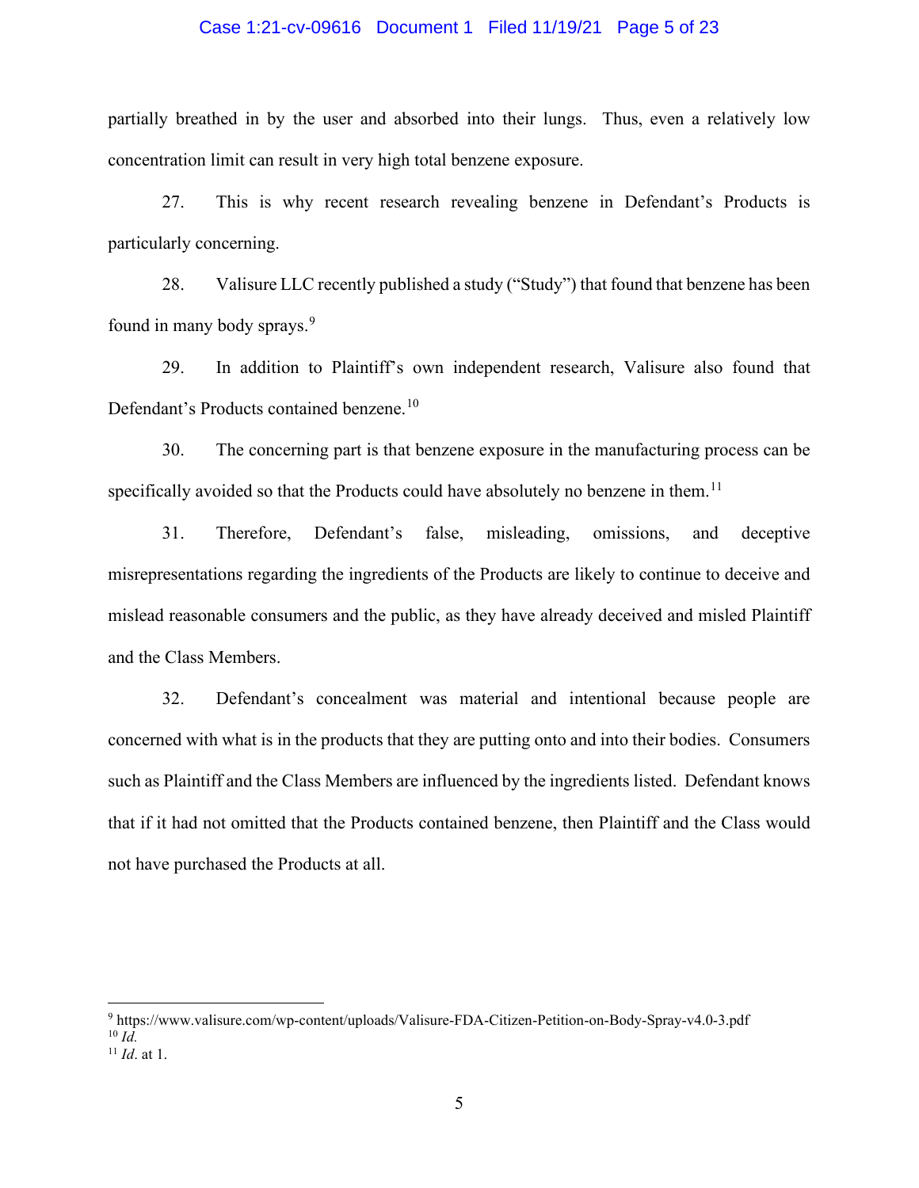partially breathed in by the user and absorbed into their lungs. Thus, even a relatively low concentration limit can result in very high total benzene exposure.

27. This is why recent research revealing benzene in Defendant's Products is particularly concerning.

28. Valisure LLC recently published a study ("Study") that found that benzene has been found in many body sprays.[9]

29. In addition to Plaintiff's own independent research, Valisure also found that Defendant's Products contained benzene.[10]

30. The concerning part is that benzene exposure in the manufacturing process can be specifically avoided so that the Products could have absolutely no benzene in them.[11]

31. Therefore, Defendant's false, misleading, omissions, and deceptive misrepresentations regarding the ingredients of the Products are likely to continue to deceive and mislead reasonable consumers and the public, as they have already deceived and misled Plaintiff and the Class Members.

32. Defendant's concealment was material and intentional because people are concerned with what is in the products that they are putting onto and into their bodies. Consumers such as Plaintiff and the Class Members are influenced by the ingredients listed. Defendant knows that if it had not omitted that the Products contained benzene, then Plaintiff and the Class would not have purchased the Products at all.

---

[9] https://www.valisure.com/wp-content/uploads/Valisure-FDA-Citizen-Petition-on-Body-Spray-v4.0-3.pdf

[10] *Id.*

[11] *Id*. at 1.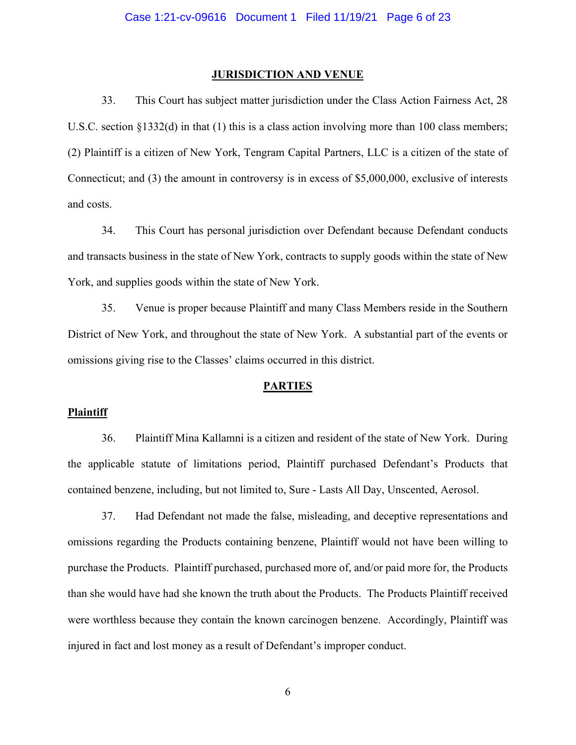## JURISDICTION AND VENUE

33. This Court has subject matter jurisdiction under the Class Action Fairness Act, 28 U.S.C. section §1332(d) in that (1) this is a class action involving more than 100 class members; (2) Plaintiff is a citizen of New York, Tengram Capital Partners, LLC is a citizen of the state of Connecticut; and (3) the amount in controversy is in excess of $5,000,000, exclusive of interests and costs.

34. This Court has personal jurisdiction over Defendant because Defendant conducts and transacts business in the state of New York, contracts to supply goods within the state of New York, and supplies goods within the state of New York.

35. Venue is proper because Plaintiff and many Class Members reside in the Southern District of New York, and throughout the state of New York. A substantial part of the events or omissions giving rise to the Classes' claims occurred in this district.

## PARTIES

**Plaintiff**

36. Plaintiff Mina Kallamni is a citizen and resident of the state of New York. During the applicable statute of limitations period, Plaintiff purchased Defendant's Products that contained benzene, including, but not limited to, Sure - Lasts All Day, Unscented, Aerosol.

37. Had Defendant not made the false, misleading, and deceptive representations and omissions regarding the Products containing benzene, Plaintiff would not have been willing to purchase the Products. Plaintiff purchased, purchased more of, and/or paid more for, the Products than she would have had she known the truth about the Products. The Products Plaintiff received were worthless because they contain the known carcinogen benzene. Accordingly, Plaintiff was injured in fact and lost money as a result of Defendant's improper conduct.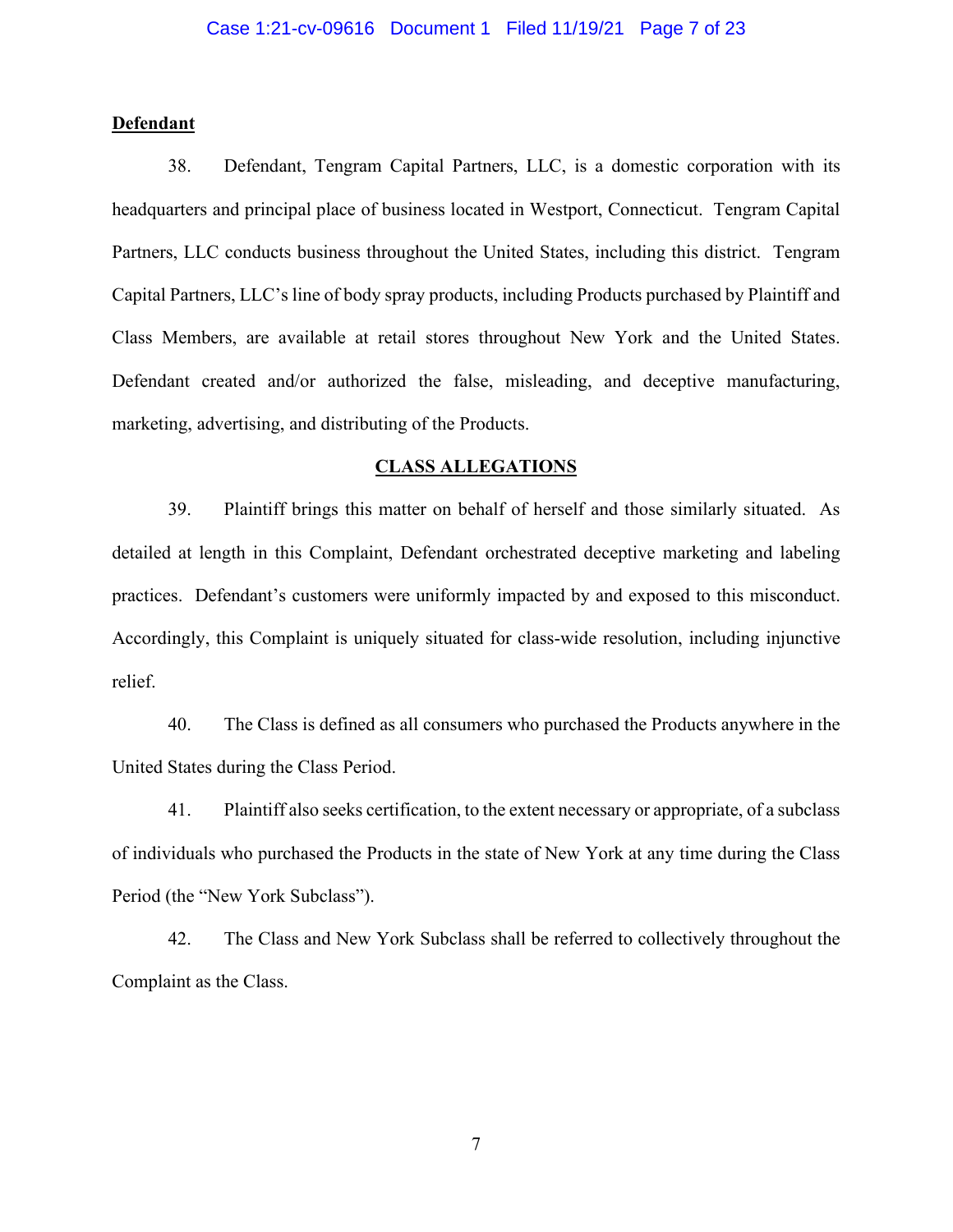**Defendant**

38. Defendant, Tengram Capital Partners, LLC, is a domestic corporation with its headquarters and principal place of business located in Westport, Connecticut. Tengram Capital Partners, LLC conducts business throughout the United States, including this district. Tengram Capital Partners, LLC's line of body spray products, including Products purchased by Plaintiff and Class Members, are available at retail stores throughout New York and the United States. Defendant created and/or authorized the false, misleading, and deceptive manufacturing, marketing, advertising, and distributing of the Products.

## CLASS ALLEGATIONS

39. Plaintiff brings this matter on behalf of herself and those similarly situated. As detailed at length in this Complaint, Defendant orchestrated deceptive marketing and labeling practices. Defendant's customers were uniformly impacted by and exposed to this misconduct. Accordingly, this Complaint is uniquely situated for class-wide resolution, including injunctive relief.

40. The Class is defined as all consumers who purchased the Products anywhere in the United States during the Class Period.

41. Plaintiff also seeks certification, to the extent necessary or appropriate, of a subclass of individuals who purchased the Products in the state of New York at any time during the Class Period (the "New York Subclass").

42. The Class and New York Subclass shall be referred to collectively throughout the Complaint as the Class.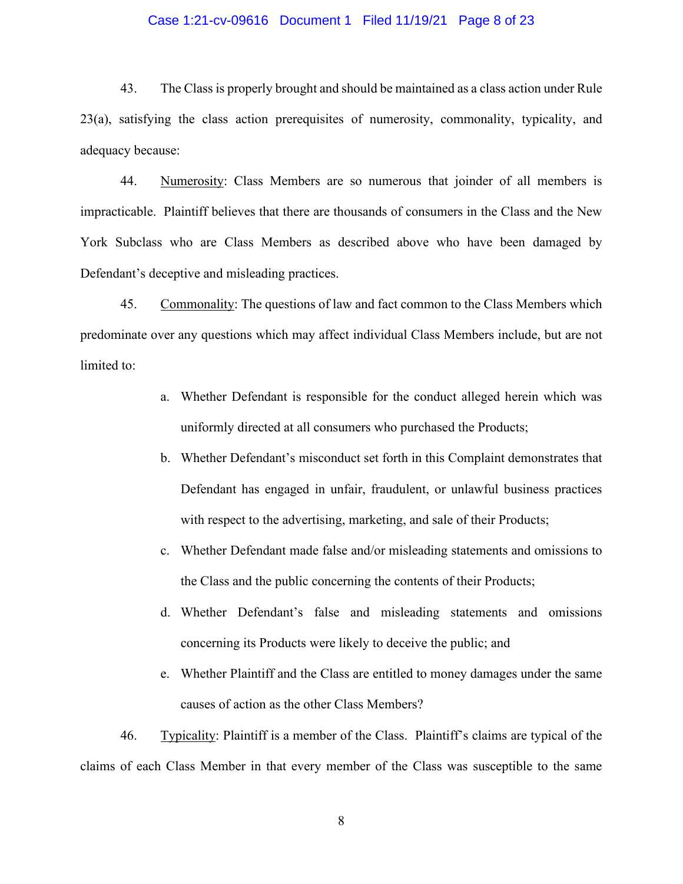43. The Class is properly brought and should be maintained as a class action under Rule 23(a), satisfying the class action prerequisites of numerosity, commonality, typicality, and adequacy because:

44. Numerosity: Class Members are so numerous that joinder of all members is impracticable. Plaintiff believes that there are thousands of consumers in the Class and the New York Subclass who are Class Members as described above who have been damaged by Defendant's deceptive and misleading practices.

45. Commonality: The questions of law and fact common to the Class Members which predominate over any questions which may affect individual Class Members include, but are not limited to:

a. Whether Defendant is responsible for the conduct alleged herein which was uniformly directed at all consumers who purchased the Products;

b. Whether Defendant's misconduct set forth in this Complaint demonstrates that Defendant has engaged in unfair, fraudulent, or unlawful business practices with respect to the advertising, marketing, and sale of their Products;

c. Whether Defendant made false and/or misleading statements and omissions to the Class and the public concerning the contents of their Products;

d. Whether Defendant's false and misleading statements and omissions concerning its Products were likely to deceive the public; and

e. Whether Plaintiff and the Class are entitled to money damages under the same causes of action as the other Class Members?

46. Typicality: Plaintiff is a member of the Class. Plaintiff's claims are typical of the claims of each Class Member in that every member of the Class was susceptible to the same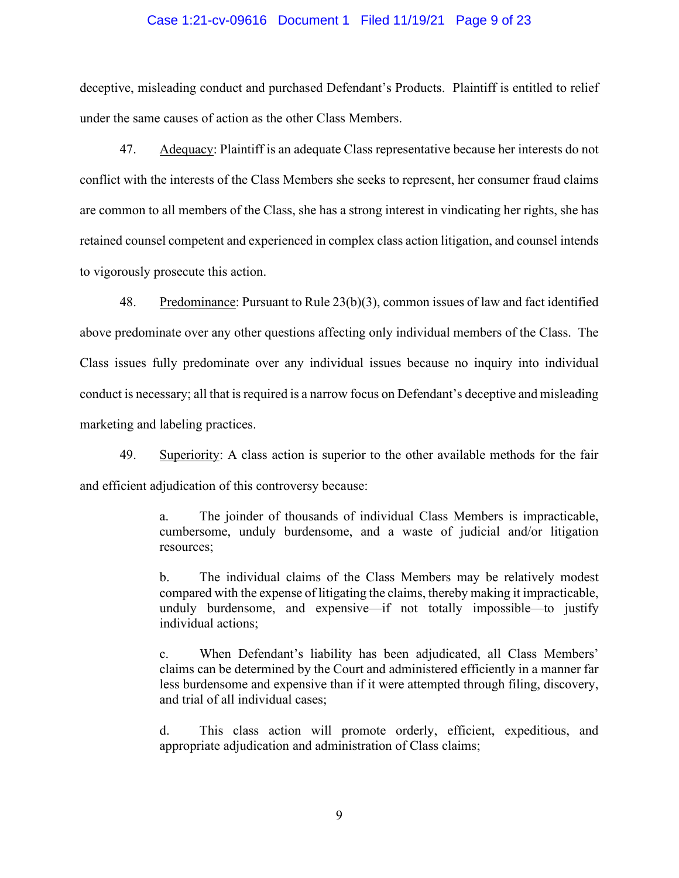deceptive, misleading conduct and purchased Defendant's Products. Plaintiff is entitled to relief under the same causes of action as the other Class Members.

47. Adequacy: Plaintiff is an adequate Class representative because her interests do not conflict with the interests of the Class Members she seeks to represent, her consumer fraud claims are common to all members of the Class, she has a strong interest in vindicating her rights, she has retained counsel competent and experienced in complex class action litigation, and counsel intends to vigorously prosecute this action.

48. Predominance: Pursuant to Rule 23(b)(3), common issues of law and fact identified above predominate over any other questions affecting only individual members of the Class. The Class issues fully predominate over any individual issues because no inquiry into individual conduct is necessary; all that is required is a narrow focus on Defendant's deceptive and misleading marketing and labeling practices.

49. Superiority: A class action is superior to the other available methods for the fair and efficient adjudication of this controversy because:

> a. The joinder of thousands of individual Class Members is impracticable, cumbersome, unduly burdensome, and a waste of judicial and/or litigation resources;
>
> b. The individual claims of the Class Members may be relatively modest compared with the expense of litigating the claims, thereby making it impracticable, unduly burdensome, and expensive—if not totally impossible—to justify individual actions;
>
> c. When Defendant's liability has been adjudicated, all Class Members' claims can be determined by the Court and administered efficiently in a manner far less burdensome and expensive than if it were attempted through filing, discovery, and trial of all individual cases;
>
> d. This class action will promote orderly, efficient, expeditious, and appropriate adjudication and administration of Class claims;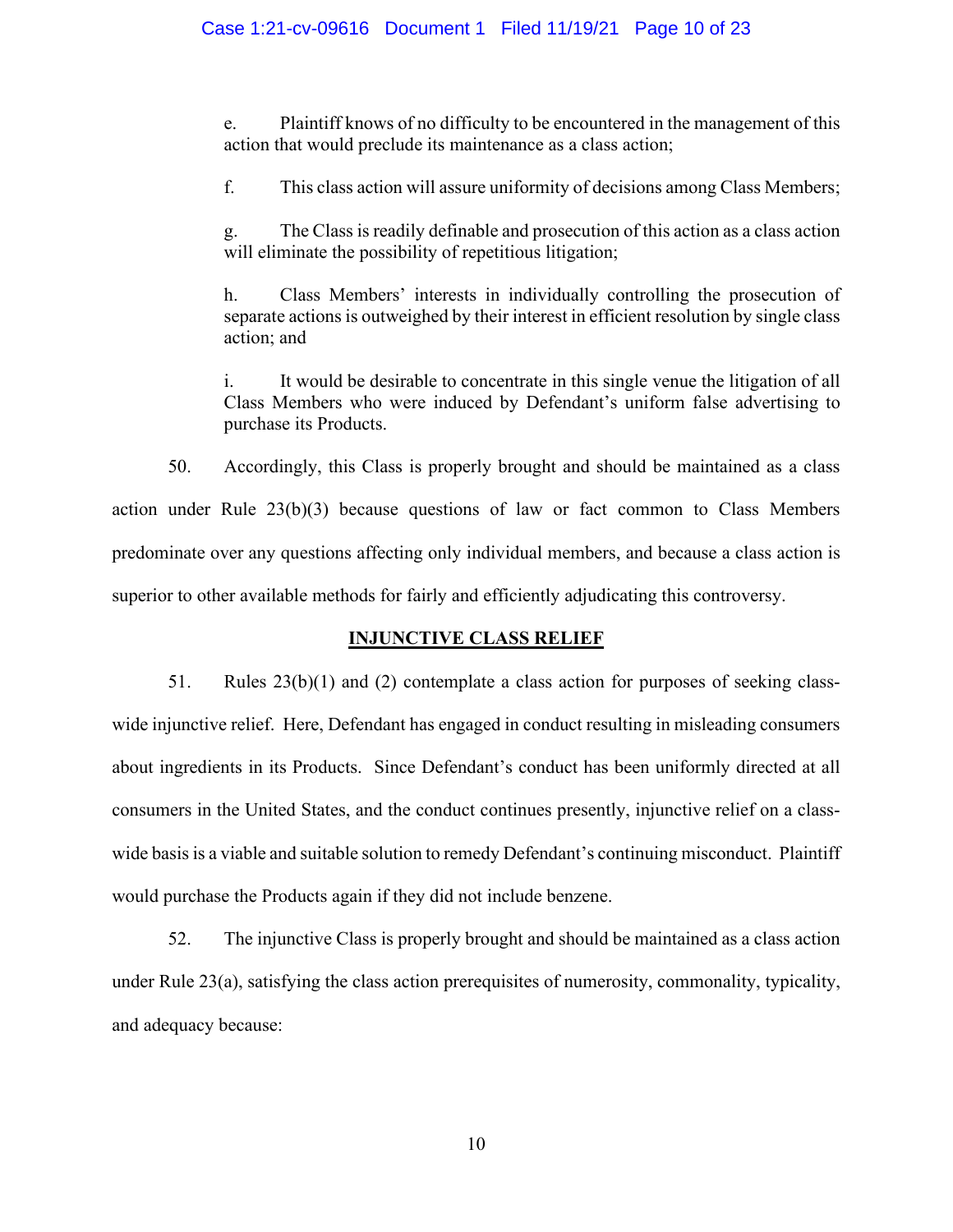e. Plaintiff knows of no difficulty to be encountered in the management of this action that would preclude its maintenance as a class action;

f. This class action will assure uniformity of decisions among Class Members;

g. The Class is readily definable and prosecution of this action as a class action will eliminate the possibility of repetitious litigation;

h. Class Members' interests in individually controlling the prosecution of separate actions is outweighed by their interest in efficient resolution by single class action; and

i. It would be desirable to concentrate in this single venue the litigation of all Class Members who were induced by Defendant's uniform false advertising to purchase its Products.

50. Accordingly, this Class is properly brought and should be maintained as a class action under Rule 23(b)(3) because questions of law or fact common to Class Members predominate over any questions affecting only individual members, and because a class action is superior to other available methods for fairly and efficiently adjudicating this controversy.

## INJUNCTIVE CLASS RELIEF

51. Rules 23(b)(1) and (2) contemplate a class action for purposes of seeking class-wide injunctive relief. Here, Defendant has engaged in conduct resulting in misleading consumers about ingredients in its Products. Since Defendant's conduct has been uniformly directed at all consumers in the United States, and the conduct continues presently, injunctive relief on a class-wide basis is a viable and suitable solution to remedy Defendant's continuing misconduct. Plaintiff would purchase the Products again if they did not include benzene.

52. The injunctive Class is properly brought and should be maintained as a class action under Rule 23(a), satisfying the class action prerequisites of numerosity, commonality, typicality, and adequacy because: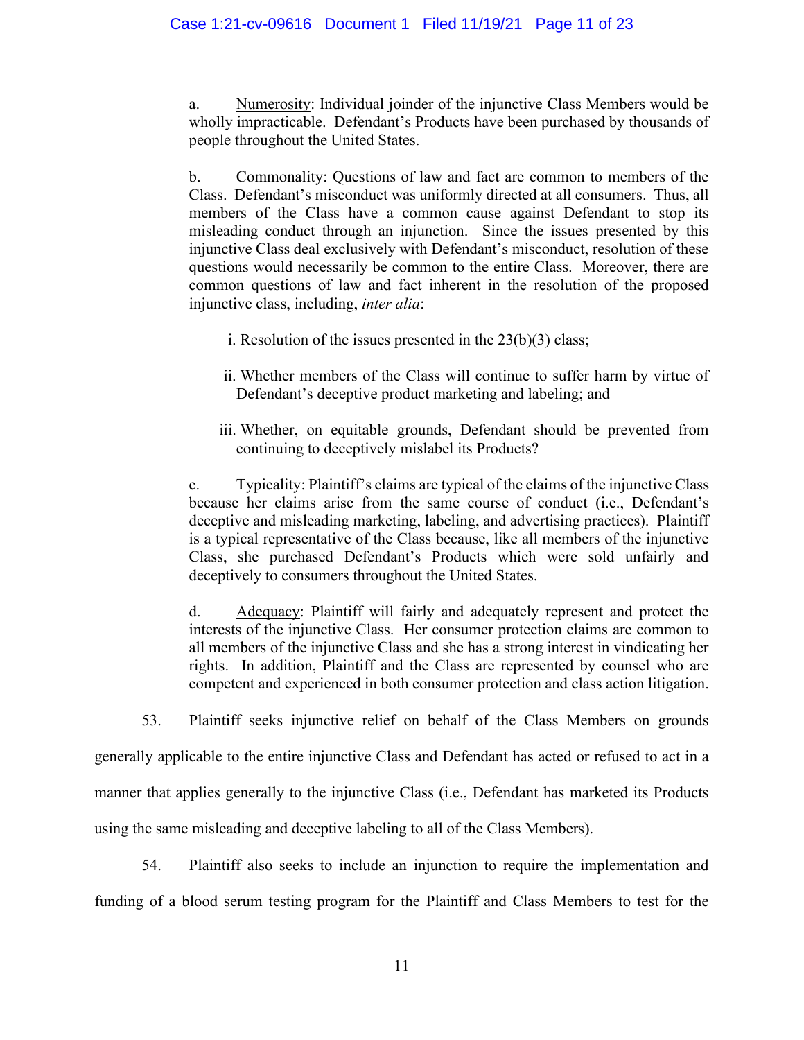a. Underline: Numerosity: Individual joinder of the injunctive Class Members would be wholly impracticable. Defendant's Products have been purchased by thousands of people throughout the United States.

b. Commonality: Questions of law and fact are common to members of the Class. Defendant's misconduct was uniformly directed at all consumers. Thus, all members of the Class have a common cause against Defendant to stop its misleading conduct through an injunction. Since the issues presented by this injunctive Class deal exclusively with Defendant's misconduct, resolution of these questions would necessarily be common to the entire Class. Moreover, there are common questions of law and fact inherent in the resolution of the proposed injunctive class, including, *inter alia*:

i. Resolution of the issues presented in the 23(b)(3) class;

ii. Whether members of the Class will continue to suffer harm by virtue of Defendant's deceptive product marketing and labeling; and

iii. Whether, on equitable grounds, Defendant should be prevented from continuing to deceptively mislabel its Products?

c. Typicality: Plaintiff's claims are typical of the claims of the injunctive Class because her claims arise from the same course of conduct (i.e., Defendant's deceptive and misleading marketing, labeling, and advertising practices). Plaintiff is a typical representative of the Class because, like all members of the injunctive Class, she purchased Defendant's Products which were sold unfairly and deceptively to consumers throughout the United States.

d. Adequacy: Plaintiff will fairly and adequately represent and protect the interests of the injunctive Class. Her consumer protection claims are common to all members of the injunctive Class and she has a strong interest in vindicating her rights. In addition, Plaintiff and the Class are represented by counsel who are competent and experienced in both consumer protection and class action litigation.

53. Plaintiff seeks injunctive relief on behalf of the Class Members on grounds generally applicable to the entire injunctive Class and Defendant has acted or refused to act in a manner that applies generally to the injunctive Class (i.e., Defendant has marketed its Products using the same misleading and deceptive labeling to all of the Class Members).

54. Plaintiff also seeks to include an injunction to require the implementation and funding of a blood serum testing program for the Plaintiff and Class Members to test for the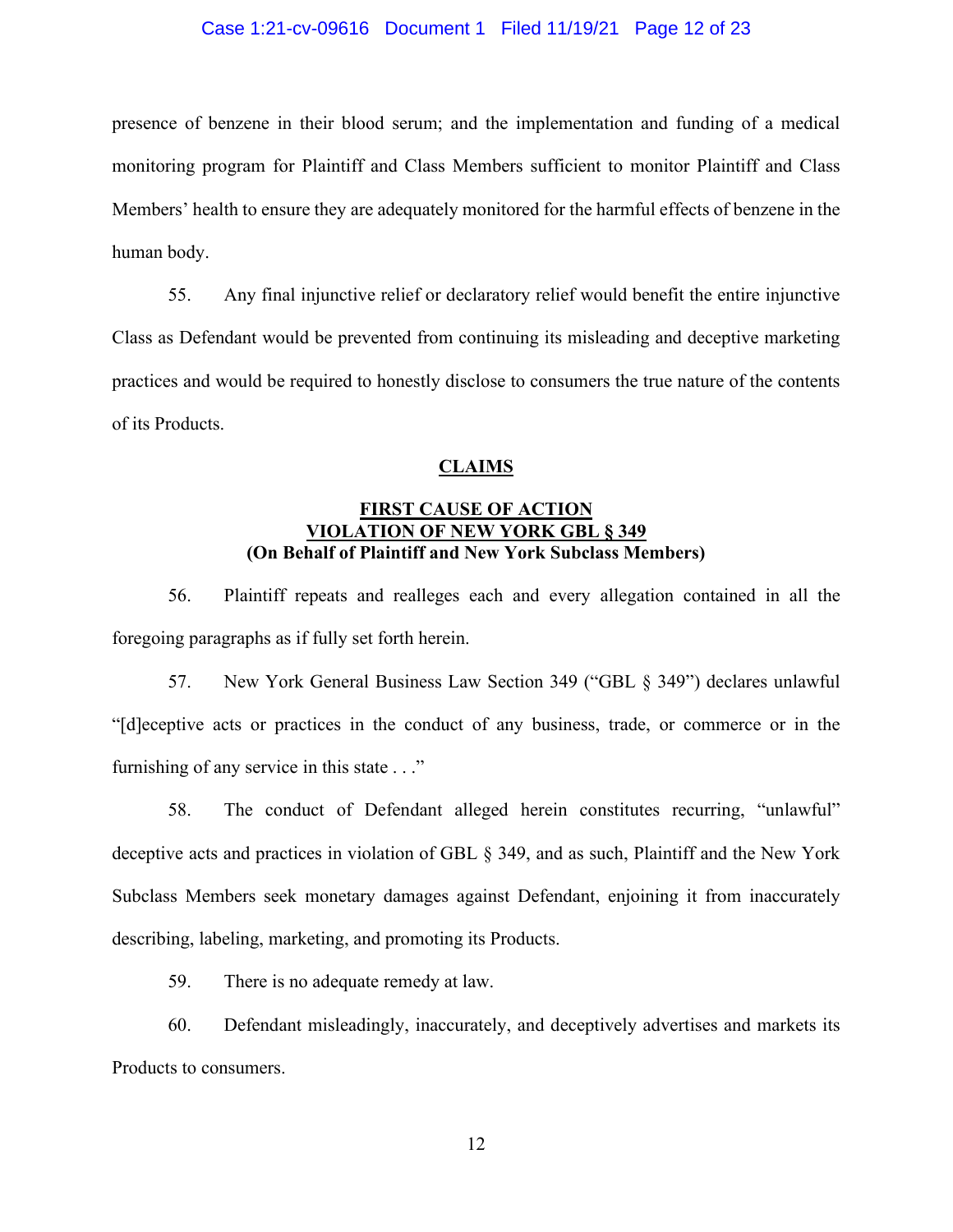presence of benzene in their blood serum; and the implementation and funding of a medical monitoring program for Plaintiff and Class Members sufficient to monitor Plaintiff and Class Members' health to ensure they are adequately monitored for the harmful effects of benzene in the human body.

55. Any final injunctive relief or declaratory relief would benefit the entire injunctive Class as Defendant would be prevented from continuing its misleading and deceptive marketing practices and would be required to honestly disclose to consumers the true nature of the contents of its Products.

## CLAIMS

### FIRST CAUSE OF ACTION
### VIOLATION OF NEW YORK GBL § 349
**(On Behalf of Plaintiff and New York Subclass Members)**

56. Plaintiff repeats and realleges each and every allegation contained in all the foregoing paragraphs as if fully set forth herein.

57. New York General Business Law Section 349 ("GBL § 349") declares unlawful "[d]eceptive acts or practices in the conduct of any business, trade, or commerce or in the furnishing of any service in this state . . ."

58. The conduct of Defendant alleged herein constitutes recurring, "unlawful" deceptive acts and practices in violation of GBL § 349, and as such, Plaintiff and the New York Subclass Members seek monetary damages against Defendant, enjoining it from inaccurately describing, labeling, marketing, and promoting its Products.

59. There is no adequate remedy at law.

60. Defendant misleadingly, inaccurately, and deceptively advertises and markets its Products to consumers.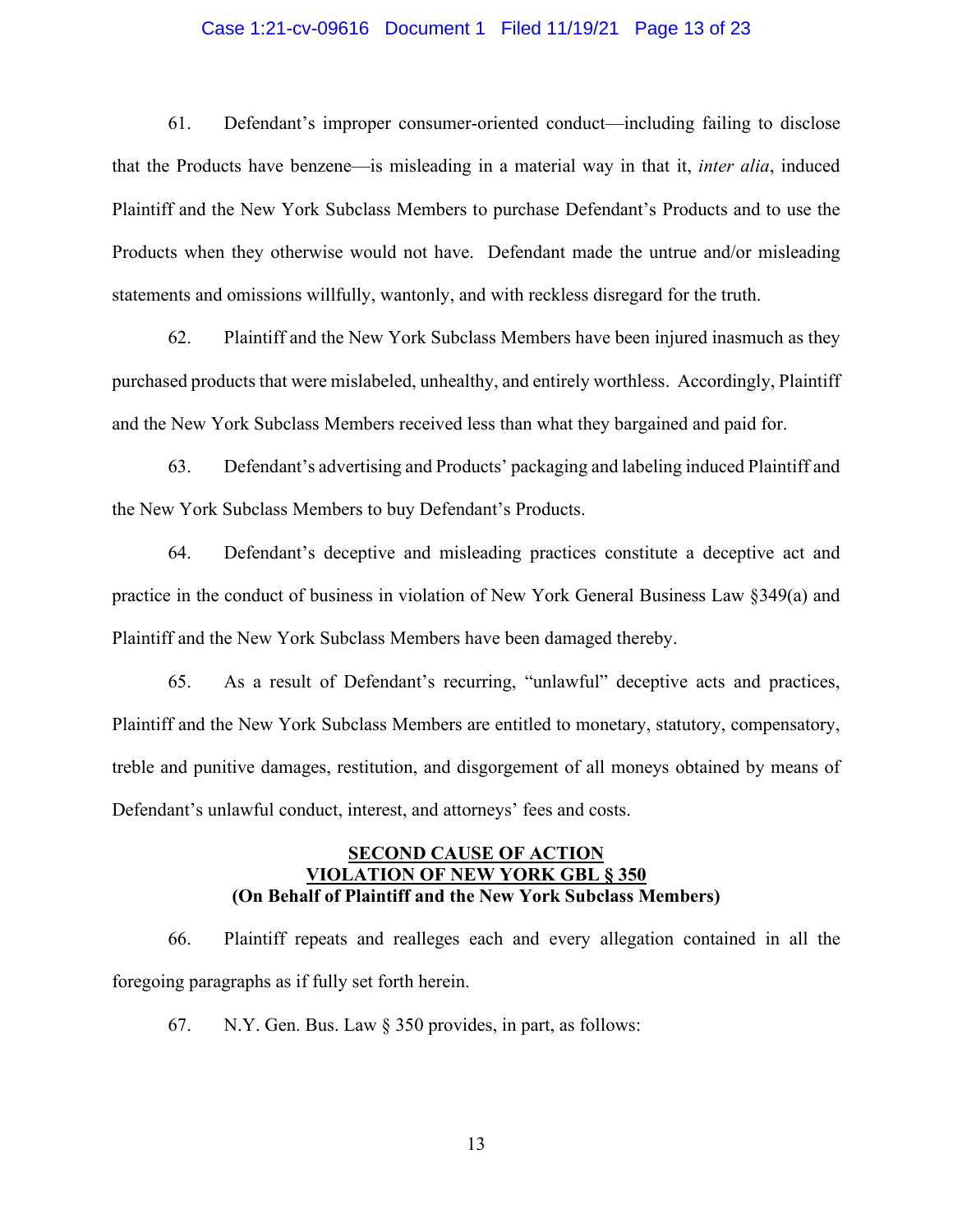61. Defendant's improper consumer-oriented conduct—including failing to disclose that the Products have benzene—is misleading in a material way in that it, *inter alia*, induced Plaintiff and the New York Subclass Members to purchase Defendant's Products and to use the Products when they otherwise would not have. Defendant made the untrue and/or misleading statements and omissions willfully, wantonly, and with reckless disregard for the truth.

62. Plaintiff and the New York Subclass Members have been injured inasmuch as they purchased products that were mislabeled, unhealthy, and entirely worthless. Accordingly, Plaintiff and the New York Subclass Members received less than what they bargained and paid for.

63. Defendant's advertising and Products' packaging and labeling induced Plaintiff and the New York Subclass Members to buy Defendant's Products.

64. Defendant's deceptive and misleading practices constitute a deceptive act and practice in the conduct of business in violation of New York General Business Law §349(a) and Plaintiff and the New York Subclass Members have been damaged thereby.

65. As a result of Defendant's recurring, "unlawful" deceptive acts and practices, Plaintiff and the New York Subclass Members are entitled to monetary, statutory, compensatory, treble and punitive damages, restitution, and disgorgement of all moneys obtained by means of Defendant's unlawful conduct, interest, and attorneys' fees and costs.

**SECOND CAUSE OF ACTION**
**VIOLATION OF NEW YORK GBL § 350**
**(On Behalf of Plaintiff and the New York Subclass Members)**

66. Plaintiff repeats and realleges each and every allegation contained in all the foregoing paragraphs as if fully set forth herein.

67. N.Y. Gen. Bus. Law § 350 provides, in part, as follows: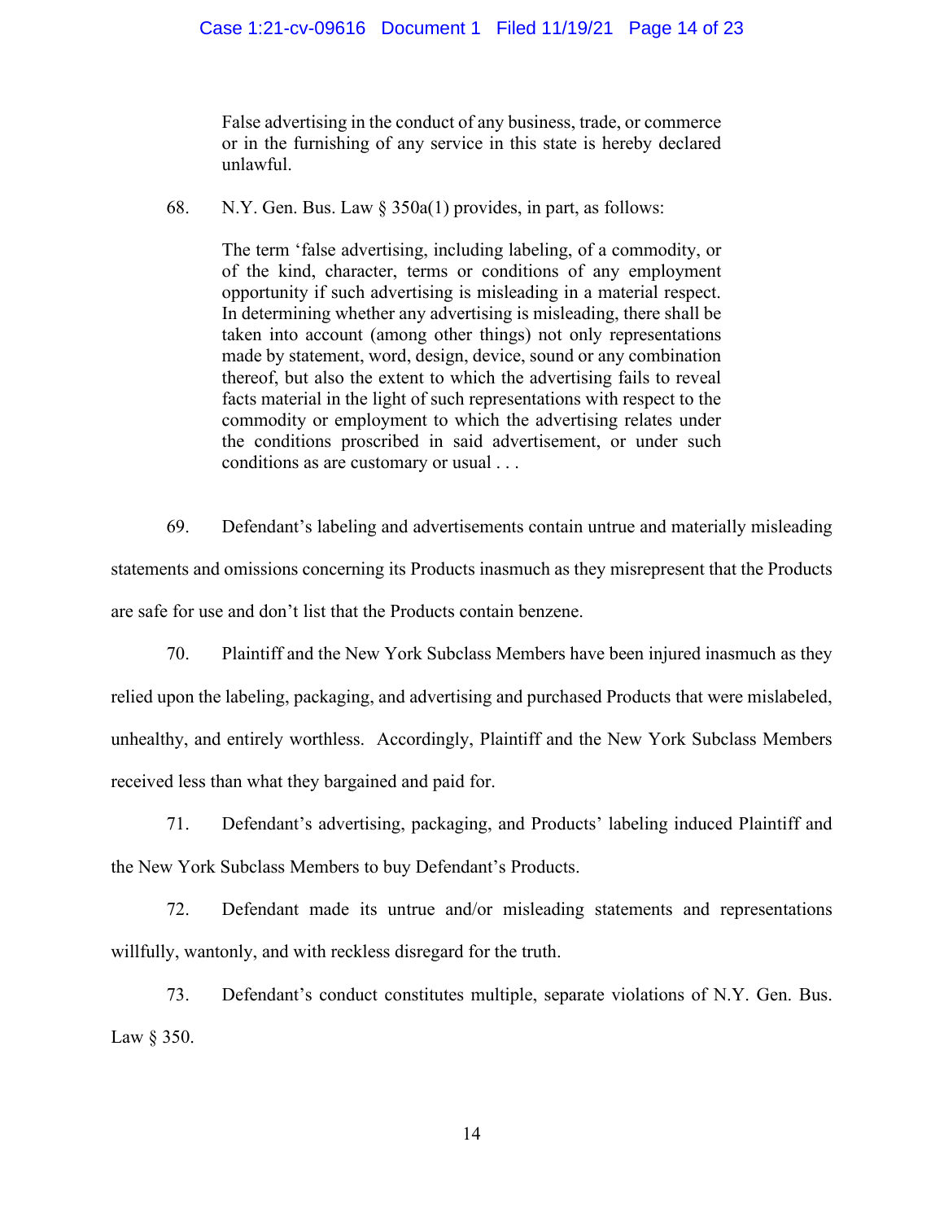> False advertising in the conduct of any business, trade, or commerce or in the furnishing of any service in this state is hereby declared unlawful.

68. N.Y. Gen. Bus. Law § 350a(1) provides, in part, as follows:

> The term 'false advertising, including labeling, of a commodity, or of the kind, character, terms or conditions of any employment opportunity if such advertising is misleading in a material respect. In determining whether any advertising is misleading, there shall be taken into account (among other things) not only representations made by statement, word, design, device, sound or any combination thereof, but also the extent to which the advertising fails to reveal facts material in the light of such representations with respect to the commodity or employment to which the advertising relates under the conditions proscribed in said advertisement, or under such conditions as are customary or usual . . .

69. Defendant's labeling and advertisements contain untrue and materially misleading statements and omissions concerning its Products inasmuch as they misrepresent that the Products are safe for use and don't list that the Products contain benzene.

70. Plaintiff and the New York Subclass Members have been injured inasmuch as they relied upon the labeling, packaging, and advertising and purchased Products that were mislabeled, unhealthy, and entirely worthless. Accordingly, Plaintiff and the New York Subclass Members received less than what they bargained and paid for.

71. Defendant's advertising, packaging, and Products' labeling induced Plaintiff and the New York Subclass Members to buy Defendant's Products.

72. Defendant made its untrue and/or misleading statements and representations willfully, wantonly, and with reckless disregard for the truth.

73. Defendant's conduct constitutes multiple, separate violations of N.Y. Gen. Bus. Law § 350.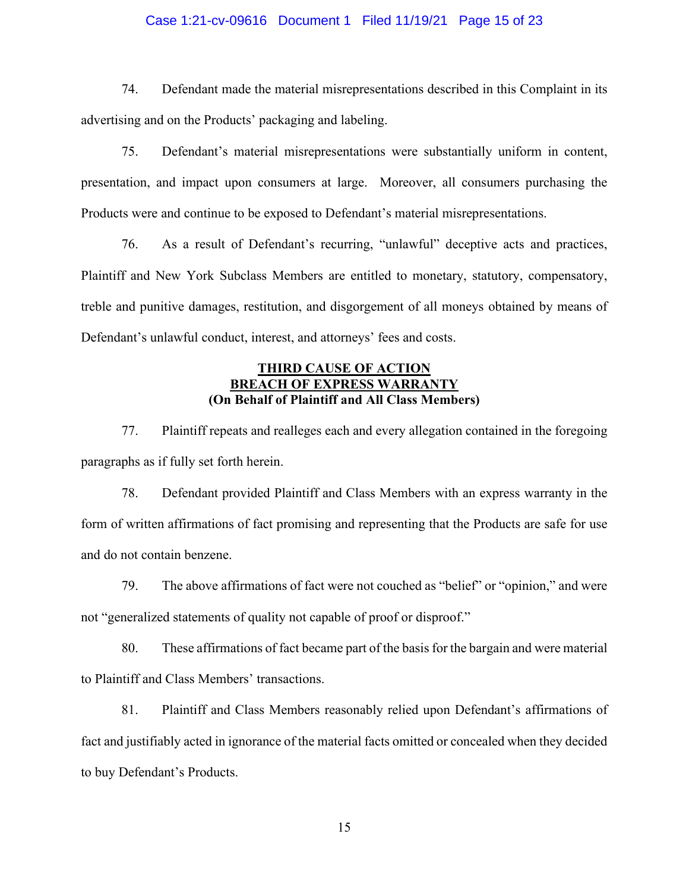74. Defendant made the material misrepresentations described in this Complaint in its advertising and on the Products' packaging and labeling.

75. Defendant's material misrepresentations were substantially uniform in content, presentation, and impact upon consumers at large. Moreover, all consumers purchasing the Products were and continue to be exposed to Defendant's material misrepresentations.

76. As a result of Defendant's recurring, "unlawful" deceptive acts and practices, Plaintiff and New York Subclass Members are entitled to monetary, statutory, compensatory, treble and punitive damages, restitution, and disgorgement of all moneys obtained by means of Defendant's unlawful conduct, interest, and attorneys' fees and costs.

**THIRD CAUSE OF ACTION**
**BREACH OF EXPRESS WARRANTY**
**(On Behalf of Plaintiff and All Class Members)**

77. Plaintiff repeats and realleges each and every allegation contained in the foregoing paragraphs as if fully set forth herein.

78. Defendant provided Plaintiff and Class Members with an express warranty in the form of written affirmations of fact promising and representing that the Products are safe for use and do not contain benzene.

79. The above affirmations of fact were not couched as "belief" or "opinion," and were not "generalized statements of quality not capable of proof or disproof."

80. These affirmations of fact became part of the basis for the bargain and were material to Plaintiff and Class Members' transactions.

81. Plaintiff and Class Members reasonably relied upon Defendant's affirmations of fact and justifiably acted in ignorance of the material facts omitted or concealed when they decided to buy Defendant's Products.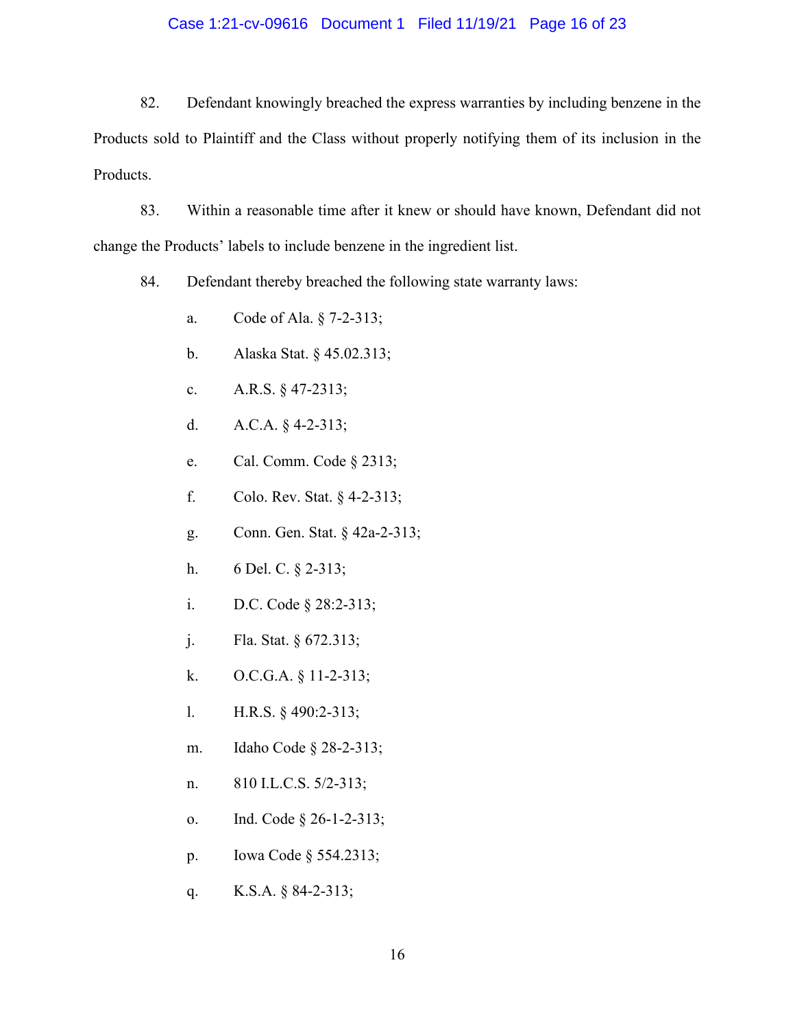82. Defendant knowingly breached the express warranties by including benzene in the Products sold to Plaintiff and the Class without properly notifying them of its inclusion in the Products.

83. Within a reasonable time after it knew or should have known, Defendant did not change the Products' labels to include benzene in the ingredient list.

84. Defendant thereby breached the following state warranty laws:

a. Code of Ala. § 7-2-313;

b. Alaska Stat. § 45.02.313;

c. A.R.S. § 47-2313;

d. A.C.A. § 4-2-313;

e. Cal. Comm. Code § 2313;

f. Colo. Rev. Stat. § 4-2-313;

g. Conn. Gen. Stat. § 42a-2-313;

h. 6 Del. C. § 2-313;

i. D.C. Code § 28:2-313;

j. Fla. Stat. § 672.313;

k. O.C.G.A. § 11-2-313;

l. H.R.S. § 490:2-313;

m. Idaho Code § 28-2-313;

n. 810 I.L.C.S. 5/2-313;

o. Ind. Code § 26-1-2-313;

p. Iowa Code § 554.2313;

q. K.S.A. § 84-2-313;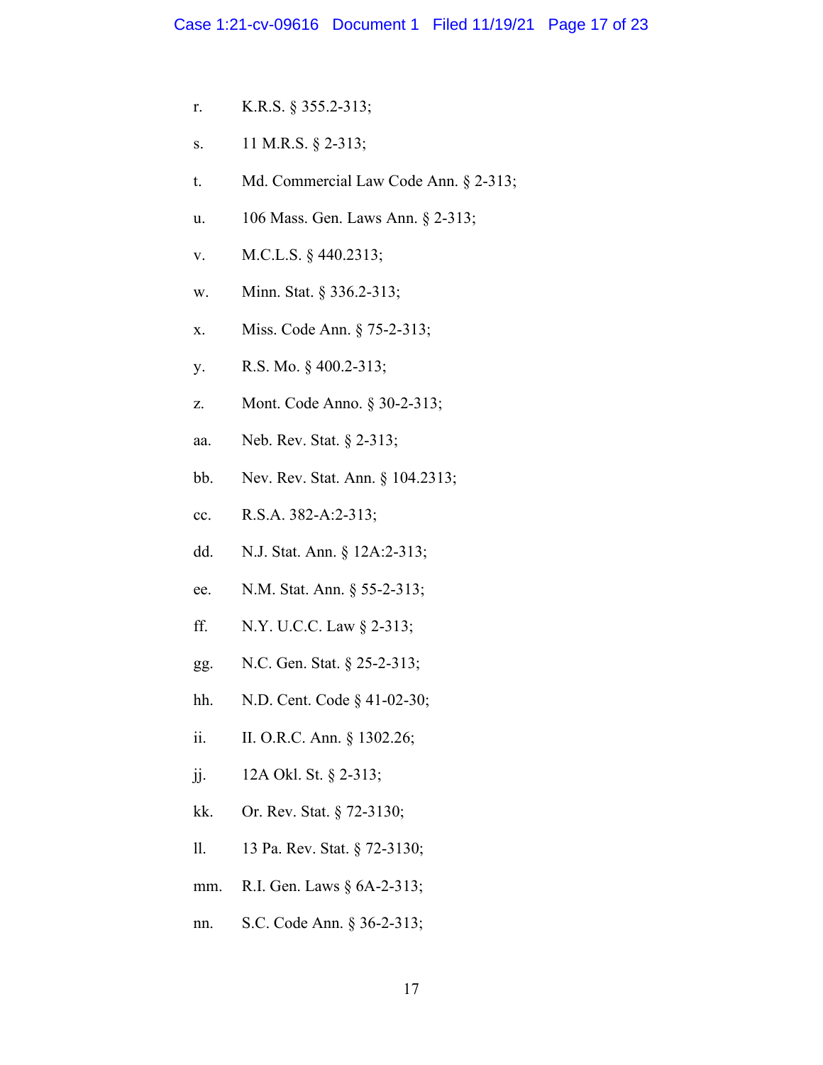r. K.R.S. § 355.2-313;

s. 11 M.R.S. § 2-313;

t. Md. Commercial Law Code Ann. § 2-313;

u. 106 Mass. Gen. Laws Ann. § 2-313;

v. M.C.L.S. § 440.2313;

w. Minn. Stat. § 336.2-313;

x. Miss. Code Ann. § 75-2-313;

y. R.S. Mo. § 400.2-313;

z. Mont. Code Anno. § 30-2-313;

aa. Neb. Rev. Stat. § 2-313;

bb. Nev. Rev. Stat. Ann. § 104.2313;

cc. R.S.A. 382-A:2-313;

dd. N.J. Stat. Ann. § 12A:2-313;

ee. N.M. Stat. Ann. § 55-2-313;

ff. N.Y. U.C.C. Law § 2-313;

gg. N.C. Gen. Stat. § 25-2-313;

hh. N.D. Cent. Code § 41-02-30;

ii. II. O.R.C. Ann. § 1302.26;

jj. 12A Okl. St. § 2-313;

kk. Or. Rev. Stat. § 72-3130;

ll. 13 Pa. Rev. Stat. § 72-3130;

mm. R.I. Gen. Laws § 6A-2-313;

nn. S.C. Code Ann. § 36-2-313;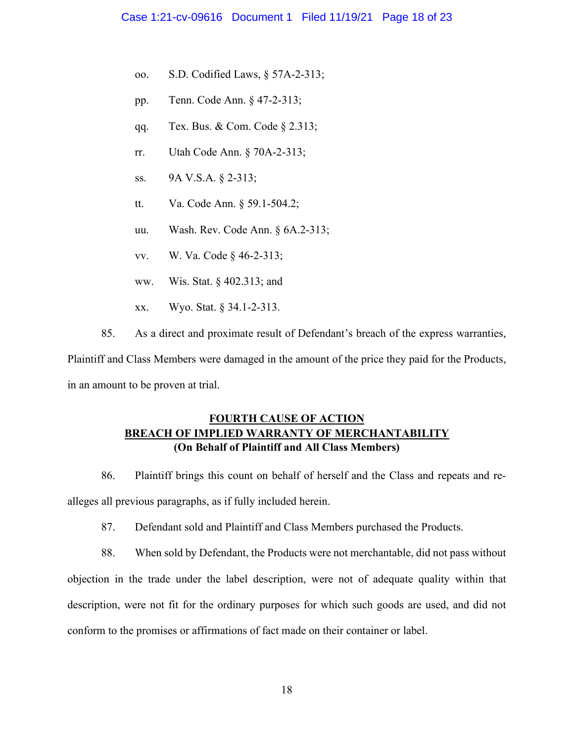oo. S.D. Codified Laws, § 57A-2-313;

pp. Tenn. Code Ann. § 47-2-313;

qq. Tex. Bus. & Com. Code § 2.313;

rr. Utah Code Ann. § 70A-2-313;

ss. 9A V.S.A. § 2-313;

tt. Va. Code Ann. § 59.1-504.2;

uu. Wash. Rev. Code Ann. § 6A.2-313;

vv. W. Va. Code § 46-2-313;

ww. Wis. Stat. § 402.313; and

xx. Wyo. Stat. § 34.1-2-313.

85. As a direct and proximate result of Defendant's breach of the express warranties, Plaintiff and Class Members were damaged in the amount of the price they paid for the Products, in an amount to be proven at trial.

**FOURTH CAUSE OF ACTION**
**BREACH OF IMPLIED WARRANTY OF MERCHANTABILITY**
**(On Behalf of Plaintiff and All Class Members)**

86. Plaintiff brings this count on behalf of herself and the Class and repeats and re-alleges all previous paragraphs, as if fully included herein.

87. Defendant sold and Plaintiff and Class Members purchased the Products.

88. When sold by Defendant, the Products were not merchantable, did not pass without objection in the trade under the label description, were not of adequate quality within that description, were not fit for the ordinary purposes for which such goods are used, and did not conform to the promises or affirmations of fact made on their container or label.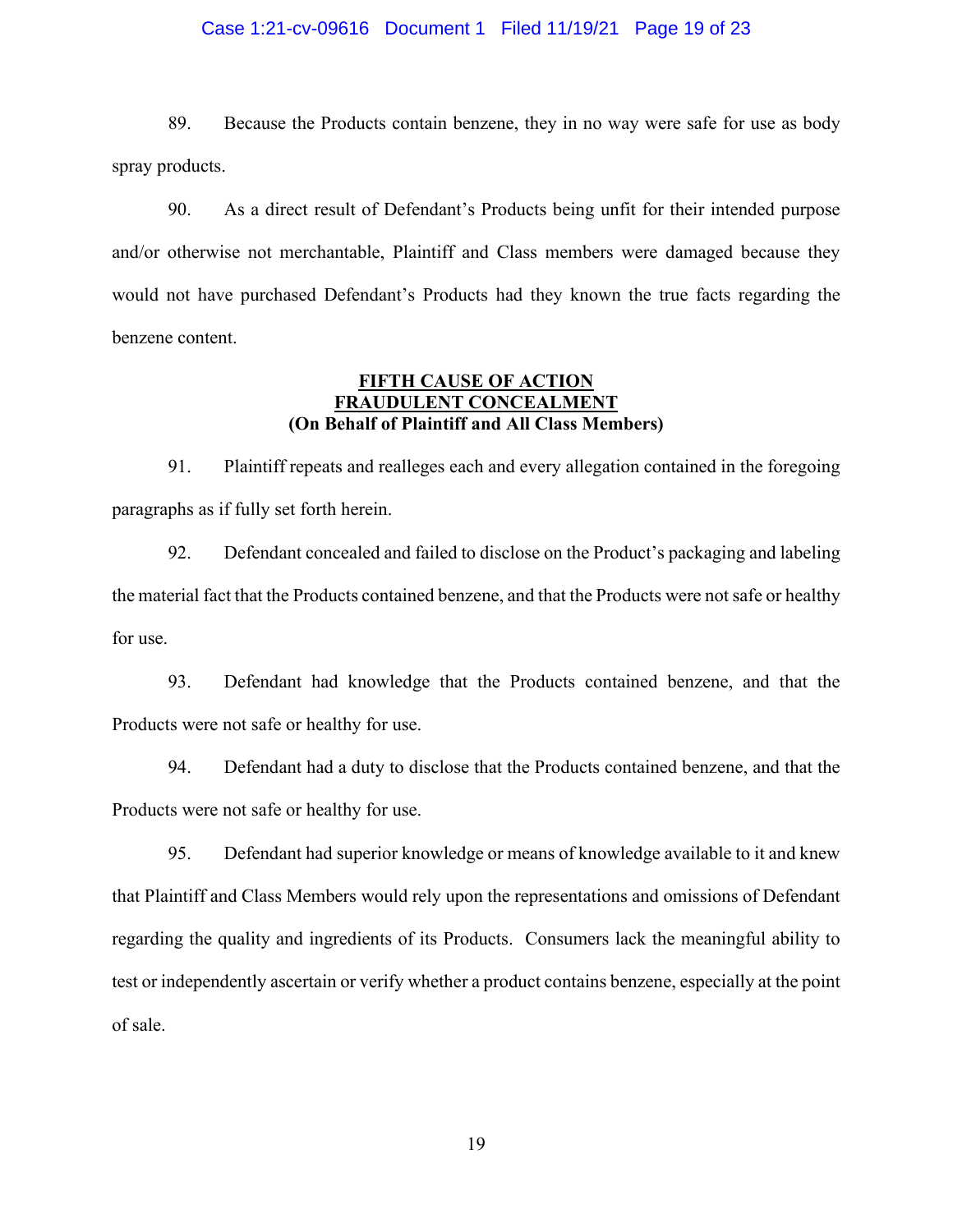89. Because the Products contain benzene, they in no way were safe for use as body spray products.

90. As a direct result of Defendant's Products being unfit for their intended purpose and/or otherwise not merchantable, Plaintiff and Class members were damaged because they would not have purchased Defendant's Products had they known the true facts regarding the benzene content.

**FIFTH CAUSE OF ACTION**
**FRAUDULENT CONCEALMENT**
**(On Behalf of Plaintiff and All Class Members)**

91. Plaintiff repeats and realleges each and every allegation contained in the foregoing paragraphs as if fully set forth herein.

92. Defendant concealed and failed to disclose on the Product's packaging and labeling the material fact that the Products contained benzene, and that the Products were not safe or healthy for use.

93. Defendant had knowledge that the Products contained benzene, and that the Products were not safe or healthy for use.

94. Defendant had a duty to disclose that the Products contained benzene, and that the Products were not safe or healthy for use.

95. Defendant had superior knowledge or means of knowledge available to it and knew that Plaintiff and Class Members would rely upon the representations and omissions of Defendant regarding the quality and ingredients of its Products. Consumers lack the meaningful ability to test or independently ascertain or verify whether a product contains benzene, especially at the point of sale.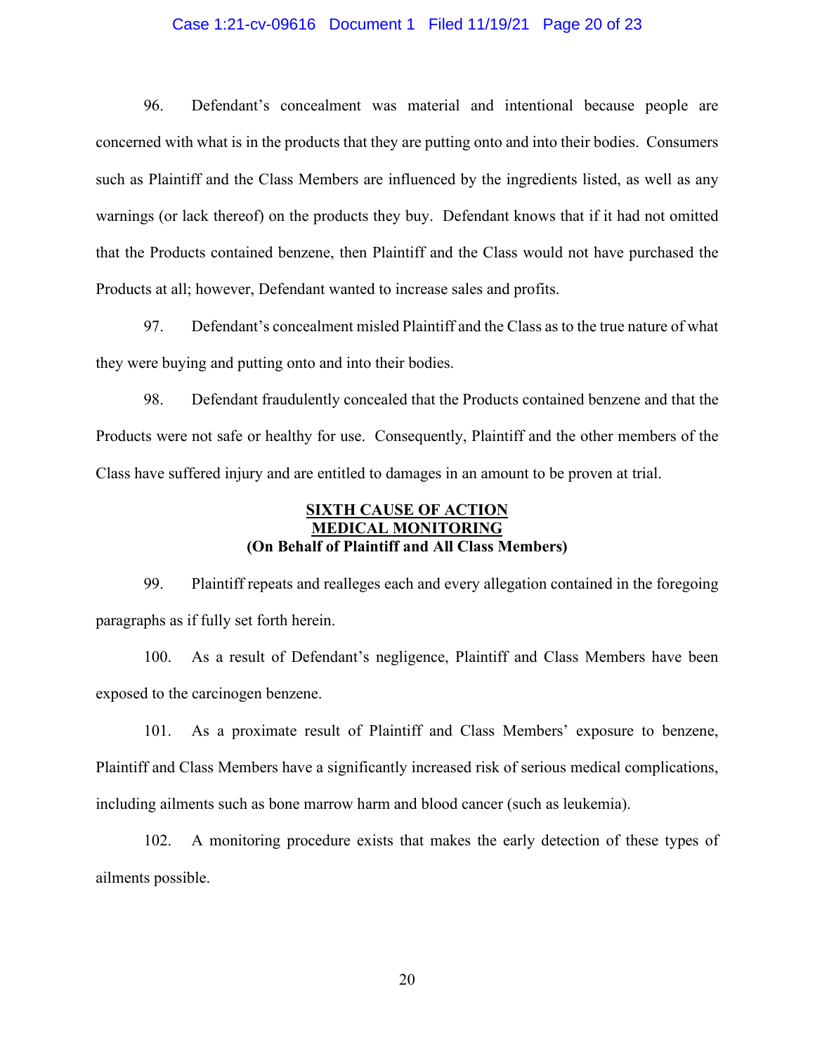96. Defendant's concealment was material and intentional because people are concerned with what is in the products that they are putting onto and into their bodies. Consumers such as Plaintiff and the Class Members are influenced by the ingredients listed, as well as any warnings (or lack thereof) on the products they buy. Defendant knows that if it had not omitted that the Products contained benzene, then Plaintiff and the Class would not have purchased the Products at all; however, Defendant wanted to increase sales and profits.

97. Defendant's concealment misled Plaintiff and the Class as to the true nature of what they were buying and putting onto and into their bodies.

98. Defendant fraudulently concealed that the Products contained benzene and that the Products were not safe or healthy for use. Consequently, Plaintiff and the other members of the Class have suffered injury and are entitled to damages in an amount to be proven at trial.

**SIXTH CAUSE OF ACTION**
**MEDICAL MONITORING**
**(On Behalf of Plaintiff and All Class Members)**

99. Plaintiff repeats and realleges each and every allegation contained in the foregoing paragraphs as if fully set forth herein.

100. As a result of Defendant's negligence, Plaintiff and Class Members have been exposed to the carcinogen benzene.

101. As a proximate result of Plaintiff and Class Members' exposure to benzene, Plaintiff and Class Members have a significantly increased risk of serious medical complications, including ailments such as bone marrow harm and blood cancer (such as leukemia).

102. A monitoring procedure exists that makes the early detection of these types of ailments possible.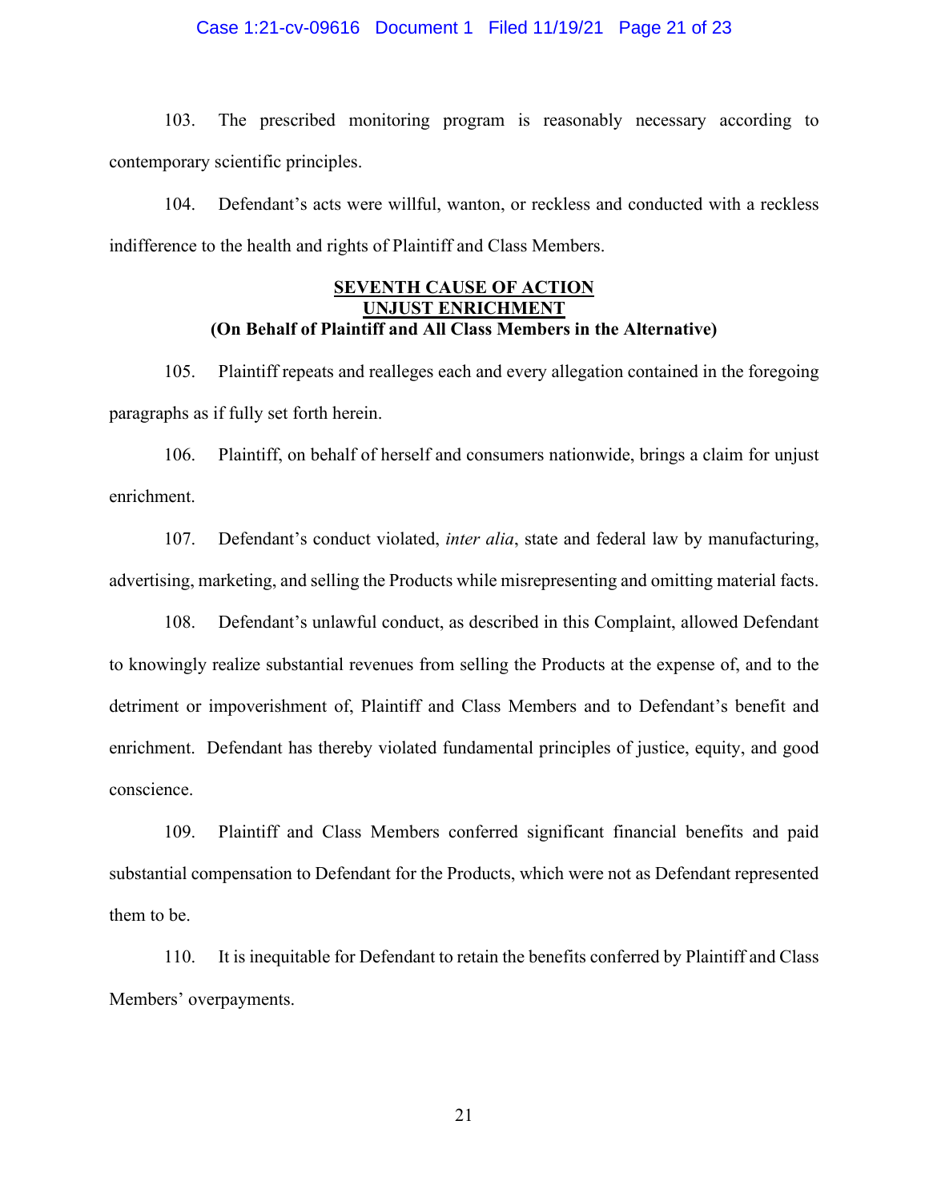103. The prescribed monitoring program is reasonably necessary according to contemporary scientific principles.

104. Defendant's acts were willful, wanton, or reckless and conducted with a reckless indifference to the health and rights of Plaintiff and Class Members.

**SEVENTH CAUSE OF ACTION**
**UNJUST ENRICHMENT**
**(On Behalf of Plaintiff and All Class Members in the Alternative)**

105. Plaintiff repeats and realleges each and every allegation contained in the foregoing paragraphs as if fully set forth herein.

106. Plaintiff, on behalf of herself and consumers nationwide, brings a claim for unjust enrichment.

107. Defendant's conduct violated, *inter alia*, state and federal law by manufacturing, advertising, marketing, and selling the Products while misrepresenting and omitting material facts.

108. Defendant's unlawful conduct, as described in this Complaint, allowed Defendant to knowingly realize substantial revenues from selling the Products at the expense of, and to the detriment or impoverishment of, Plaintiff and Class Members and to Defendant's benefit and enrichment. Defendant has thereby violated fundamental principles of justice, equity, and good conscience.

109. Plaintiff and Class Members conferred significant financial benefits and paid substantial compensation to Defendant for the Products, which were not as Defendant represented them to be.

110. It is inequitable for Defendant to retain the benefits conferred by Plaintiff and Class Members' overpayments.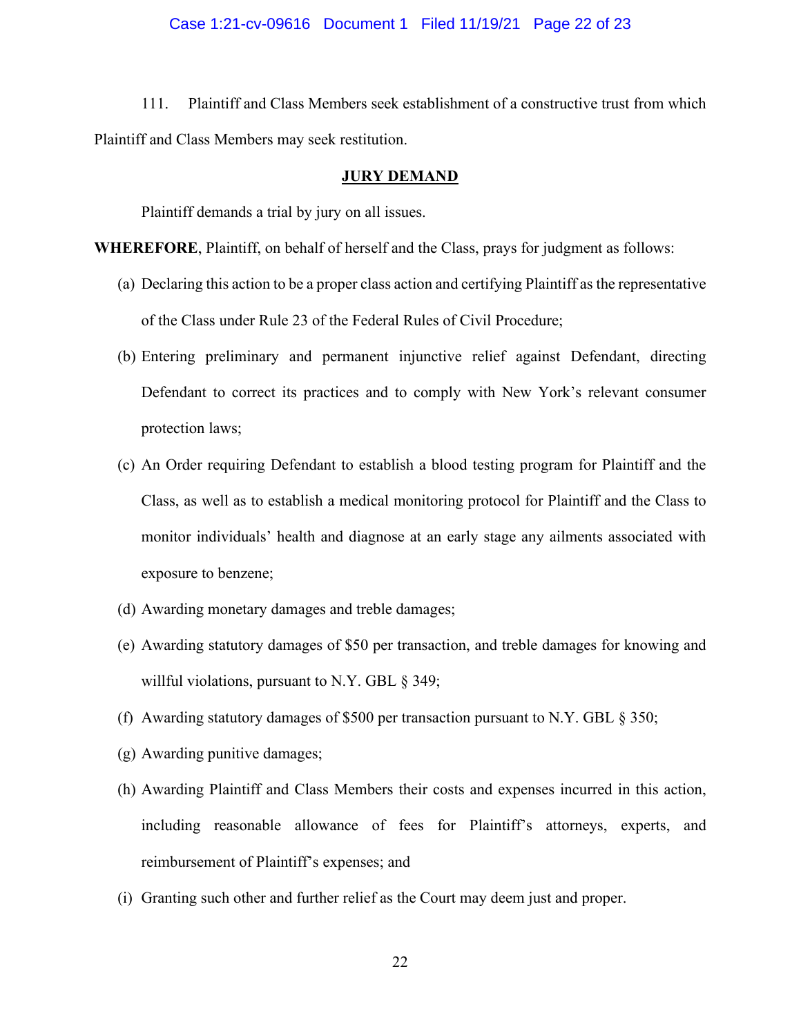111. Plaintiff and Class Members seek establishment of a constructive trust from which Plaintiff and Class Members may seek restitution.

## JURY DEMAND

Plaintiff demands a trial by jury on all issues.

**WHEREFORE**, Plaintiff, on behalf of herself and the Class, prays for judgment as follows:

(a) Declaring this action to be a proper class action and certifying Plaintiff as the representative of the Class under Rule 23 of the Federal Rules of Civil Procedure;

(b) Entering preliminary and permanent injunctive relief against Defendant, directing Defendant to correct its practices and to comply with New York's relevant consumer protection laws;

(c) An Order requiring Defendant to establish a blood testing program for Plaintiff and the Class, as well as to establish a medical monitoring protocol for Plaintiff and the Class to monitor individuals' health and diagnose at an early stage any ailments associated with exposure to benzene;

(d) Awarding monetary damages and treble damages;

(e) Awarding statutory damages of $50 per transaction, and treble damages for knowing and willful violations, pursuant to N.Y. GBL § 349;

(f) Awarding statutory damages of $500 per transaction pursuant to N.Y. GBL § 350;

(g) Awarding punitive damages;

(h) Awarding Plaintiff and Class Members their costs and expenses incurred in this action, including reasonable allowance of fees for Plaintiff's attorneys, experts, and reimbursement of Plaintiff's expenses; and

(i) Granting such other and further relief as the Court may deem just and proper.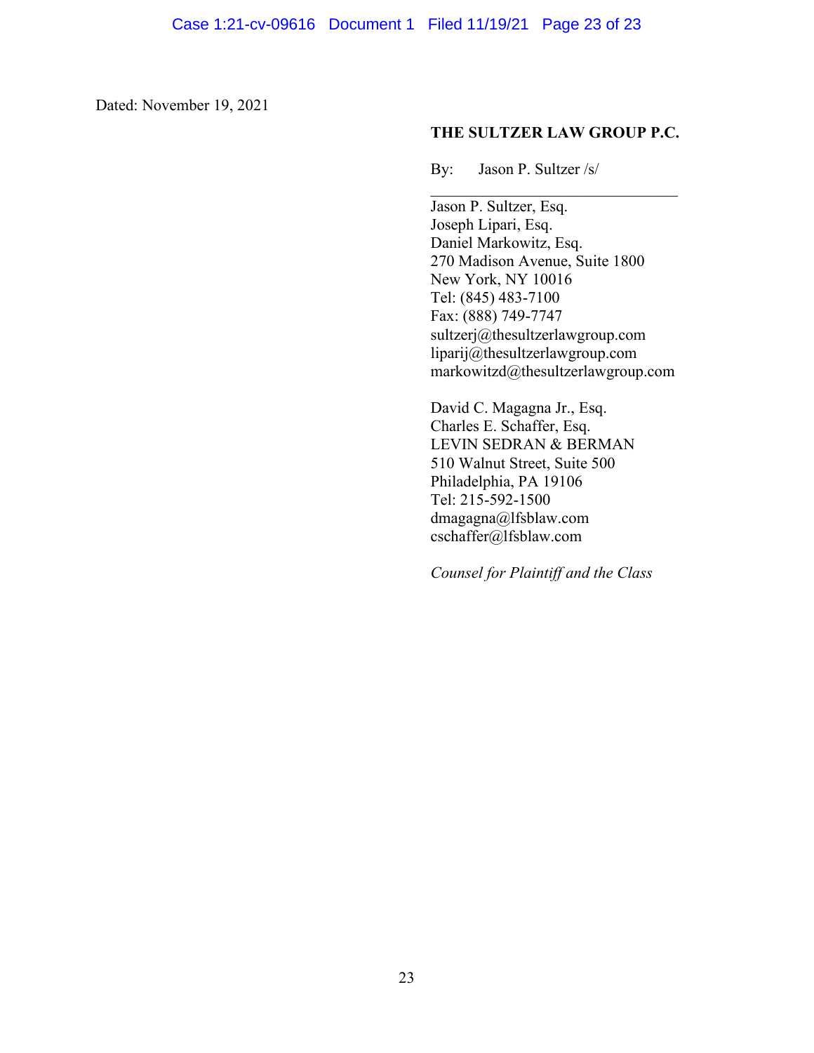Dated: November 19, 2021

**THE SULTZER LAW GROUP P.C.**

By: Jason P. Sultzer /s/

Jason P. Sultzer, Esq.
Joseph Lipari, Esq.
Daniel Markowitz, Esq.
270 Madison Avenue, Suite 1800
New York, NY 10016
Tel: (845) 483-7100
Fax: (888) 749-7747
sultzerj@thesultzerlawgroup.com
liparij@thesultzerlawgroup.com
markowitzd@thesultzerlawgroup.com

David C. Magagna Jr., Esq.
Charles E. Schaffer, Esq.
LEVIN SEDRAN & BERMAN
510 Walnut Street, Suite 500
Philadelphia, PA 19106
Tel: 215-592-1500
dmagagna@lfsblaw.com
cschaffer@lfsblaw.com

*Counsel for Plaintiff and the Class*